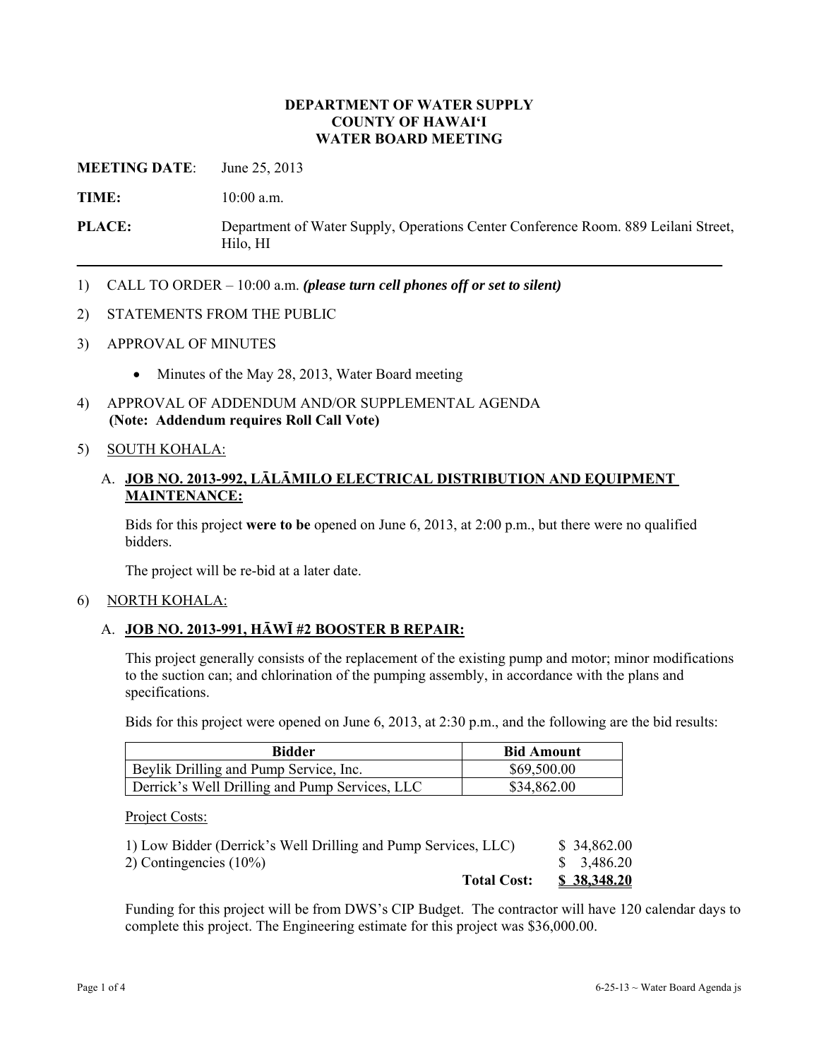**DEPARTMENT OF WATER SUPPLY**
**COUNTY OF HAWAIʻI**
**WATER BOARD MEETING**

**MEETING DATE**: June 25, 2013

**TIME:** 10:00 a.m.

**PLACE:** Department of Water Supply, Operations Center Conference Room. 889 Leilani Street, Hilo, HI

---

1) CALL TO ORDER – 10:00 a.m. ***(please turn cell phones off or set to silent)***

2) STATEMENTS FROM THE PUBLIC

3) APPROVAL OF MINUTES

   - Minutes of the May 28, 2013, Water Board meeting

4) APPROVAL OF ADDENDUM AND/OR SUPPLEMENTAL AGENDA
   **(Note: Addendum requires Roll Call Vote)**

5) SOUTH KOHALA:

   A. **JOB NO. 2013-992, LĀLĀMILO ELECTRICAL DISTRIBUTION AND EQUIPMENT MAINTENANCE:**

   Bids for this project **were to be** opened on June 6, 2013, at 2:00 p.m., but there were no qualified bidders.

   The project will be re-bid at a later date.

6) NORTH KOHALA:

   A. **JOB NO. 2013-991, HĀWĪ #2 BOOSTER B REPAIR:**

   This project generally consists of the replacement of the existing pump and motor; minor modifications to the suction can; and chlorination of the pumping assembly, in accordance with the plans and specifications.

   Bids for this project were opened on June 6, 2013, at 2:30 p.m., and the following are the bid results:

| Bidder | Bid Amount |
|---|---|
| Beylik Drilling and Pump Service, Inc. | $69,500.00 |
| Derrick's Well Drilling and Pump Services, LLC | $34,862.00 |

   Project Costs:

| | |
|---|---|
| 1) Low Bidder (Derrick's Well Drilling and Pump Services, LLC) | $ 34,862.00 |
| 2) Contingencies (10%) | $ 3,486.20 |
| **Total Cost:** | **$ 38,348.20** |

   Funding for this project will be from DWS's CIP Budget. The contractor will have 120 calendar days to complete this project. The Engineering estimate for this project was $36,000.00.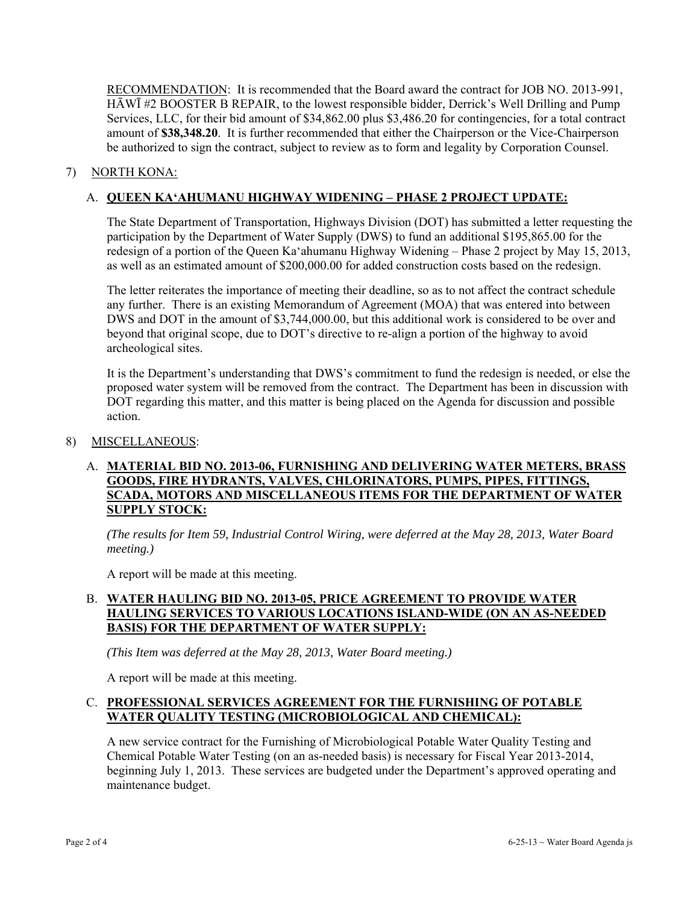<u>RECOMMENDATION</u>: It is recommended that the Board award the contract for JOB NO. 2013-991, HĀWĪ #2 BOOSTER B REPAIR, to the lowest responsible bidder, Derrick's Well Drilling and Pump Services, LLC, for their bid amount of $34,862.00 plus $3,486.20 for contingencies, for a total contract amount of **$38,348.20**. It is further recommended that either the Chairperson or the Vice-Chairperson be authorized to sign the contract, subject to review as to form and legality by Corporation Counsel.

7) <u>NORTH KONA</u>:

A. **<u>QUEEN KA'AHUMANU HIGHWAY WIDENING – PHASE 2 PROJECT UPDATE:</u>**

The State Department of Transportation, Highways Division (DOT) has submitted a letter requesting the participation by the Department of Water Supply (DWS) to fund an additional $195,865.00 for the redesign of a portion of the Queen Ka'ahumanu Highway Widening – Phase 2 project by May 15, 2013, as well as an estimated amount of $200,000.00 for added construction costs based on the redesign.

The letter reiterates the importance of meeting their deadline, so as to not affect the contract schedule any further. There is an existing Memorandum of Agreement (MOA) that was entered into between DWS and DOT in the amount of $3,744,000.00, but this additional work is considered to be over and beyond that original scope, due to DOT's directive to re-align a portion of the highway to avoid archeological sites.

It is the Department's understanding that DWS's commitment to fund the redesign is needed, or else the proposed water system will be removed from the contract. The Department has been in discussion with DOT regarding this matter, and this matter is being placed on the Agenda for discussion and possible action.

8) <u>MISCELLANEOUS</u>:

A. **<u>MATERIAL BID NO. 2013-06, FURNISHING AND DELIVERING WATER METERS, BRASS GOODS, FIRE HYDRANTS, VALVES, CHLORINATORS, PUMPS, PIPES, FITTINGS, SCADA, MOTORS AND MISCELLANEOUS ITEMS FOR THE DEPARTMENT OF WATER SUPPLY STOCK:</u>**

*(The results for Item 59, Industrial Control Wiring, were deferred at the May 28, 2013, Water Board meeting.)*

A report will be made at this meeting.

B. **<u>WATER HAULING BID NO. 2013-05, PRICE AGREEMENT TO PROVIDE WATER HAULING SERVICES TO VARIOUS LOCATIONS ISLAND-WIDE (ON AN AS-NEEDED BASIS) FOR THE DEPARTMENT OF WATER SUPPLY:</u>**

*(This Item was deferred at the May 28, 2013, Water Board meeting.)*

A report will be made at this meeting.

C. **<u>PROFESSIONAL SERVICES AGREEMENT FOR THE FURNISHING OF POTABLE WATER QUALITY TESTING (MICROBIOLOGICAL AND CHEMICAL):</u>**

A new service contract for the Furnishing of Microbiological Potable Water Quality Testing and Chemical Potable Water Testing (on an as-needed basis) is necessary for Fiscal Year 2013-2014, beginning July 1, 2013. These services are budgeted under the Department's approved operating and maintenance budget.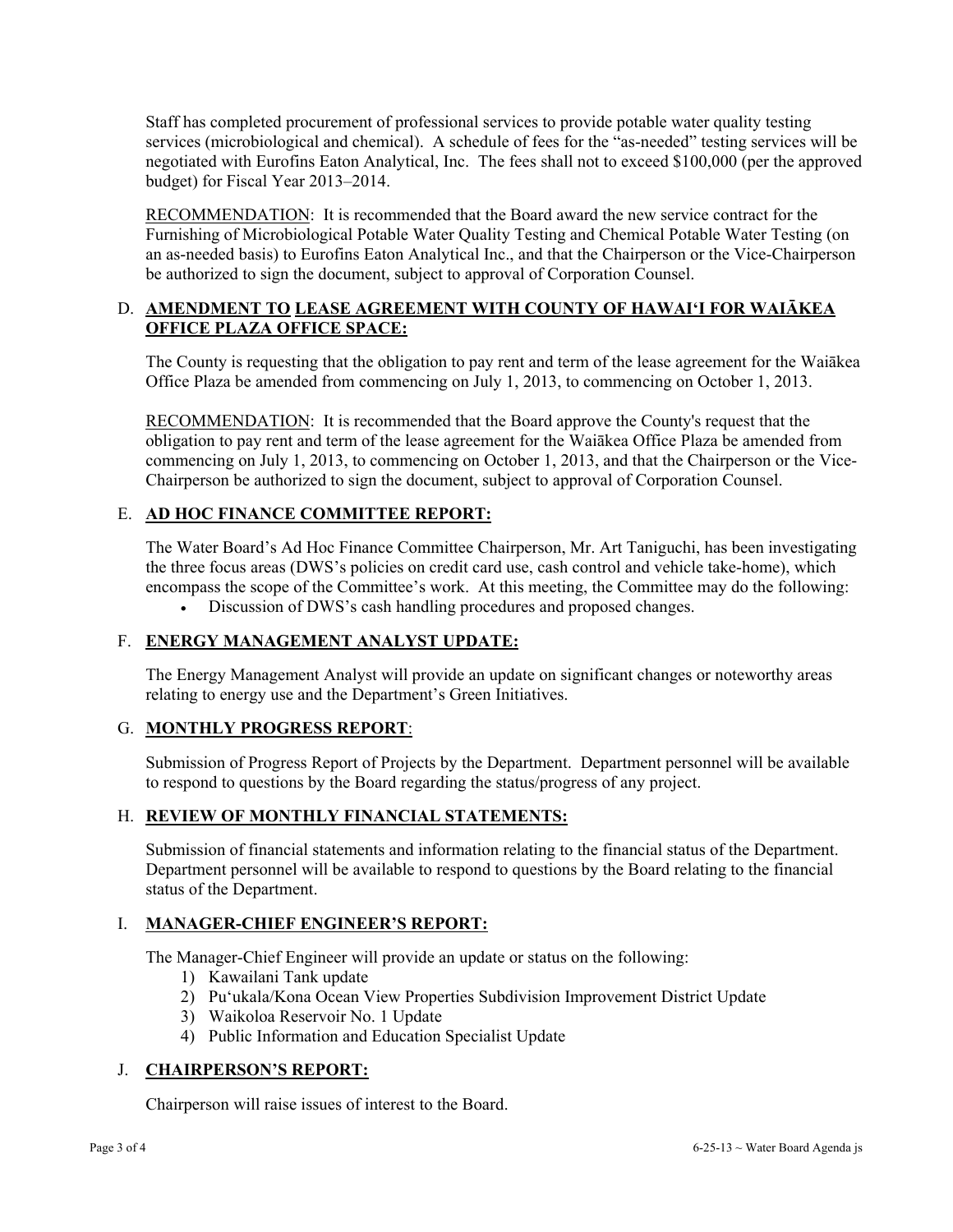Staff has completed procurement of professional services to provide potable water quality testing services (microbiological and chemical). A schedule of fees for the "as-needed" testing services will be negotiated with Eurofins Eaton Analytical, Inc. The fees shall not to exceed $100,000 (per the approved budget) for Fiscal Year 2013–2014.

RECOMMENDATION: It is recommended that the Board award the new service contract for the Furnishing of Microbiological Potable Water Quality Testing and Chemical Potable Water Testing (on an as-needed basis) to Eurofins Eaton Analytical Inc., and that the Chairperson or the Vice-Chairperson be authorized to sign the document, subject to approval of Corporation Counsel.

## D. AMENDMENT TO LEASE AGREEMENT WITH COUNTY OF HAWAI'I FOR WAIĀKEA OFFICE PLAZA OFFICE SPACE:

The County is requesting that the obligation to pay rent and term of the lease agreement for the Waiākea Office Plaza be amended from commencing on July 1, 2013, to commencing on October 1, 2013.

RECOMMENDATION: It is recommended that the Board approve the County's request that the obligation to pay rent and term of the lease agreement for the Waiākea Office Plaza be amended from commencing on July 1, 2013, to commencing on October 1, 2013, and that the Chairperson or the Vice-Chairperson be authorized to sign the document, subject to approval of Corporation Counsel.

## E. AD HOC FINANCE COMMITTEE REPORT:

The Water Board's Ad Hoc Finance Committee Chairperson, Mr. Art Taniguchi, has been investigating the three focus areas (DWS's policies on credit card use, cash control and vehicle take-home), which encompass the scope of the Committee's work. At this meeting, the Committee may do the following:

- Discussion of DWS's cash handling procedures and proposed changes.

## F. ENERGY MANAGEMENT ANALYST UPDATE:

The Energy Management Analyst will provide an update on significant changes or noteworthy areas relating to energy use and the Department's Green Initiatives.

## G. MONTHLY PROGRESS REPORT:

Submission of Progress Report of Projects by the Department. Department personnel will be available to respond to questions by the Board regarding the status/progress of any project.

## H. REVIEW OF MONTHLY FINANCIAL STATEMENTS:

Submission of financial statements and information relating to the financial status of the Department. Department personnel will be available to respond to questions by the Board relating to the financial status of the Department.

## I. MANAGER-CHIEF ENGINEER'S REPORT:

The Manager-Chief Engineer will provide an update or status on the following:

1) Kawailani Tank update
2) Pu'ukala/Kona Ocean View Properties Subdivision Improvement District Update
3) Waikoloa Reservoir No. 1 Update
4) Public Information and Education Specialist Update

## J. CHAIRPERSON'S REPORT:

Chairperson will raise issues of interest to the Board.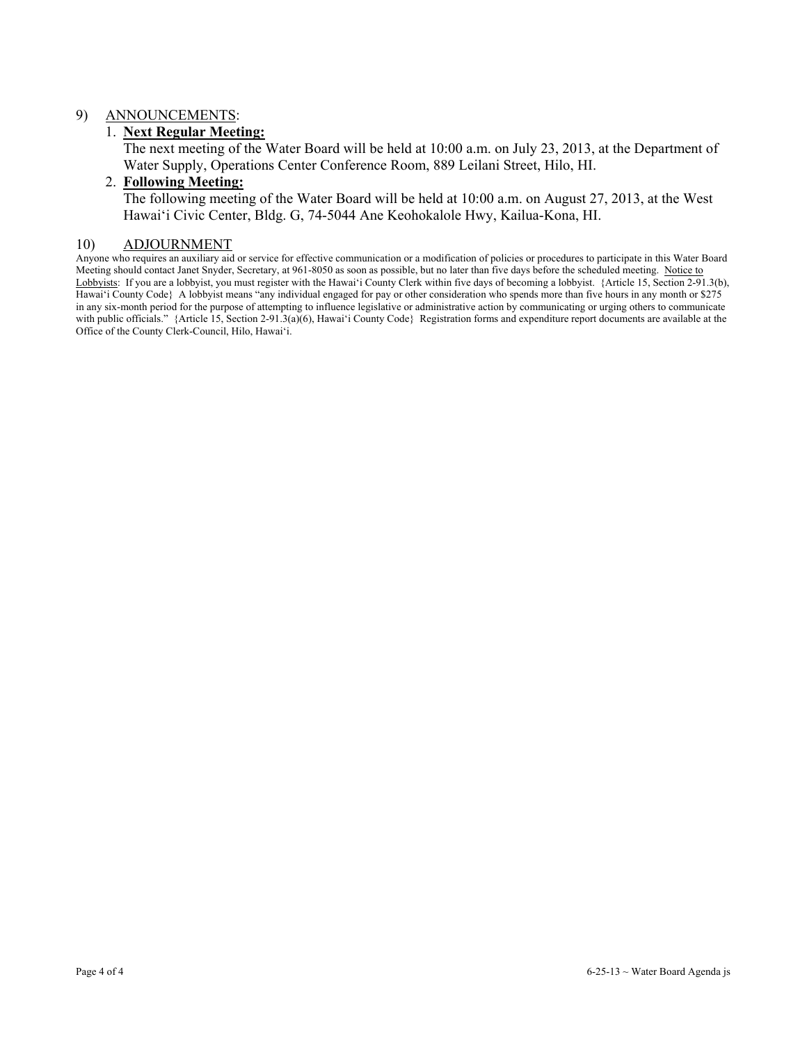9) ANNOUNCEMENTS:

1. **Next Regular Meeting:**
   The next meeting of the Water Board will be held at 10:00 a.m. on July 23, 2013, at the Department of Water Supply, Operations Center Conference Room, 889 Leilani Street, Hilo, HI.
2. **Following Meeting:**
   The following meeting of the Water Board will be held at 10:00 a.m. on August 27, 2013, at the West Hawaiʻi Civic Center, Bldg. G, 74-5044 Ane Keohokalole Hwy, Kailua-Kona, HI.

10) ADJOURNMENT

Anyone who requires an auxiliary aid or service for effective communication or a modification of policies or procedures to participate in this Water Board Meeting should contact Janet Snyder, Secretary, at 961-8050 as soon as possible, but no later than five days before the scheduled meeting. Notice to Lobbyists: If you are a lobbyist, you must register with the Hawaiʻi County Clerk within five days of becoming a lobbyist. {Article 15, Section 2-91.3(b), Hawaiʻi County Code} A lobbyist means "any individual engaged for pay or other consideration who spends more than five hours in any month or $275 in any six-month period for the purpose of attempting to influence legislative or administrative action by communicating or urging others to communicate with public officials." {Article 15, Section 2-91.3(a)(6), Hawaiʻi County Code} Registration forms and expenditure report documents are available at the Office of the County Clerk-Council, Hilo, Hawaiʻi.